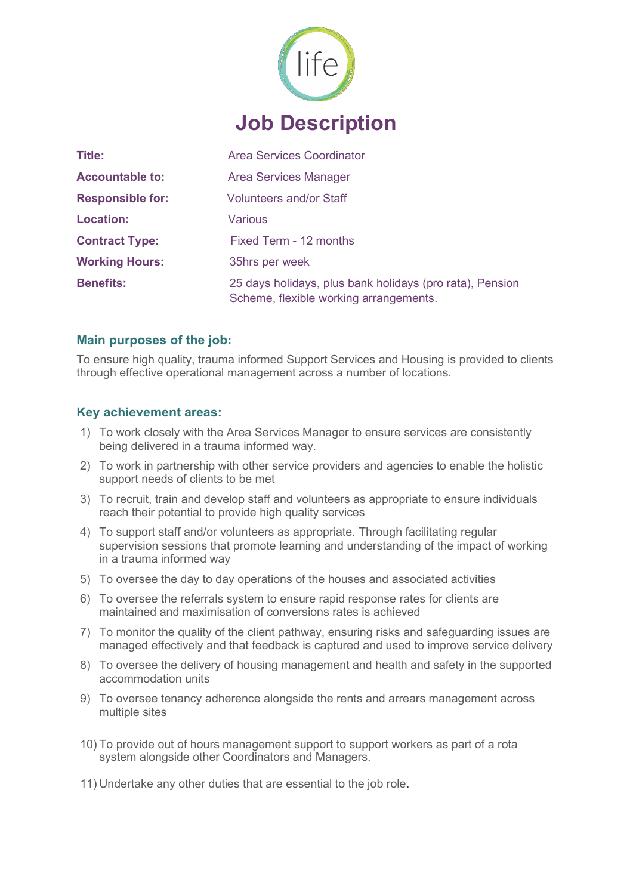# Job Description

| | |
|---|---|
| **Title:** | Area Services Coordinator |
| **Accountable to:** | Area Services Manager |
| **Responsible for:** | Volunteers and/or Staff |
| **Location:** | Various |
| **Contract Type:** | Fixed Term - 12 months |
| **Working Hours:** | 35hrs per week |
| **Benefits:** | 25 days holidays, plus bank holidays (pro rata), Pension Scheme, flexible working arrangements. |

## Main purposes of the job:

To ensure high quality, trauma informed Support Services and Housing is provided to clients through effective operational management across a number of locations.

## Key achievement areas:

1) To work closely with the Area Services Manager to ensure services are consistently being delivered in a trauma informed way.
2) To work in partnership with other service providers and agencies to enable the holistic support needs of clients to be met
3) To recruit, train and develop staff and volunteers as appropriate to ensure individuals reach their potential to provide high quality services
4) To support staff and/or volunteers as appropriate. Through facilitating regular supervision sessions that promote learning and understanding of the impact of working in a trauma informed way
5) To oversee the day to day operations of the houses and associated activities
6) To oversee the referrals system to ensure rapid response rates for clients are maintained and maximisation of conversions rates is achieved
7) To monitor the quality of the client pathway, ensuring risks and safeguarding issues are managed effectively and that feedback is captured and used to improve service delivery
8) To oversee the delivery of housing management and health and safety in the supported accommodation units
9) To oversee tenancy adherence alongside the rents and arrears management across multiple sites
10) To provide out of hours management support to support workers as part of a rota system alongside other Coordinators and Managers.
11) Undertake any other duties that are essential to the job role**.**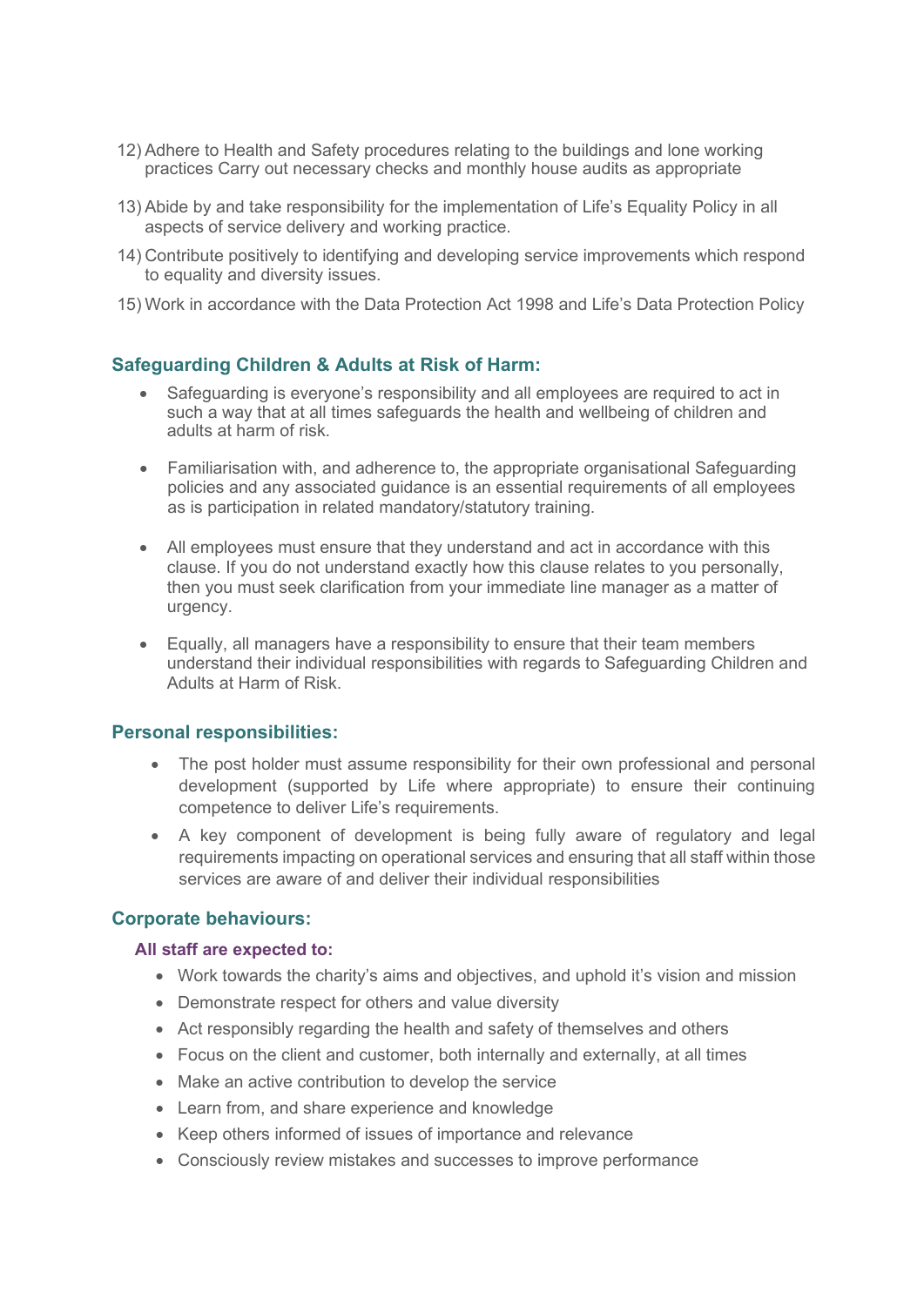12) Adhere to Health and Safety procedures relating to the buildings and lone working practices Carry out necessary checks and monthly house audits as appropriate

13) Abide by and take responsibility for the implementation of Life's Equality Policy in all aspects of service delivery and working practice.

14) Contribute positively to identifying and developing service improvements which respond to equality and diversity issues.

15) Work in accordance with the Data Protection Act 1998 and Life's Data Protection Policy

## Safeguarding Children & Adults at Risk of Harm:

- Safeguarding is everyone's responsibility and all employees are required to act in such a way that at all times safeguards the health and wellbeing of children and adults at harm of risk.
- Familiarisation with, and adherence to, the appropriate organisational Safeguarding policies and any associated guidance is an essential requirements of all employees as is participation in related mandatory/statutory training.
- All employees must ensure that they understand and act in accordance with this clause. If you do not understand exactly how this clause relates to you personally, then you must seek clarification from your immediate line manager as a matter of urgency.
- Equally, all managers have a responsibility to ensure that their team members understand their individual responsibilities with regards to Safeguarding Children and Adults at Harm of Risk.

## Personal responsibilities:

- The post holder must assume responsibility for their own professional and personal development (supported by Life where appropriate) to ensure their continuing competence to deliver Life's requirements.
- A key component of development is being fully aware of regulatory and legal requirements impacting on operational services and ensuring that all staff within those services are aware of and deliver their individual responsibilities

## Corporate behaviours:

### All staff are expected to:

- Work towards the charity's aims and objectives, and uphold it's vision and mission
- Demonstrate respect for others and value diversity
- Act responsibly regarding the health and safety of themselves and others
- Focus on the client and customer, both internally and externally, at all times
- Make an active contribution to develop the service
- Learn from, and share experience and knowledge
- Keep others informed of issues of importance and relevance
- Consciously review mistakes and successes to improve performance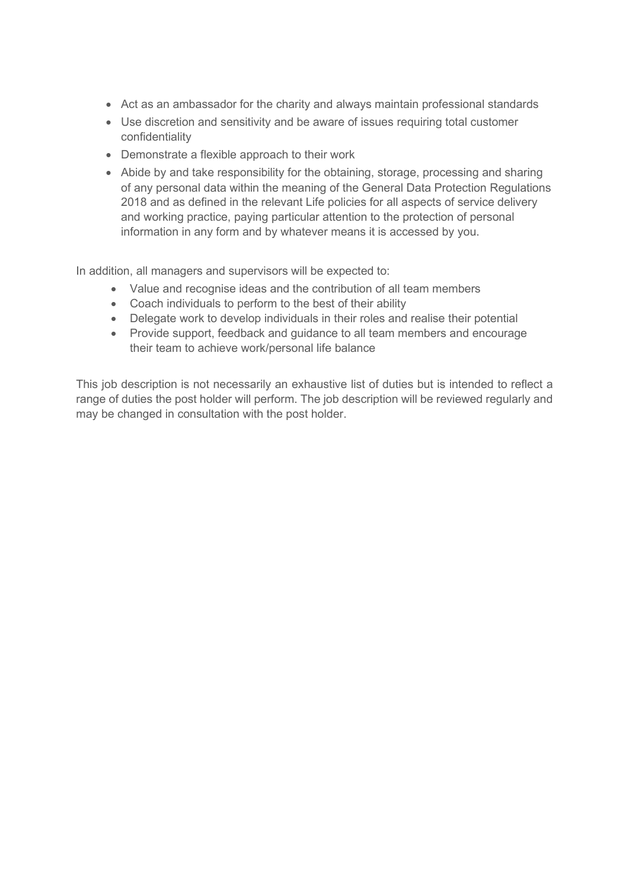- Act as an ambassador for the charity and always maintain professional standards
- Use discretion and sensitivity and be aware of issues requiring total customer confidentiality
- Demonstrate a flexible approach to their work
- Abide by and take responsibility for the obtaining, storage, processing and sharing of any personal data within the meaning of the General Data Protection Regulations 2018 and as defined in the relevant Life policies for all aspects of service delivery and working practice, paying particular attention to the protection of personal information in any form and by whatever means it is accessed by you.

In addition, all managers and supervisors will be expected to:

- Value and recognise ideas and the contribution of all team members
- Coach individuals to perform to the best of their ability
- Delegate work to develop individuals in their roles and realise their potential
- Provide support, feedback and guidance to all team members and encourage their team to achieve work/personal life balance

This job description is not necessarily an exhaustive list of duties but is intended to reflect a range of duties the post holder will perform. The job description will be reviewed regularly and may be changed in consultation with the post holder.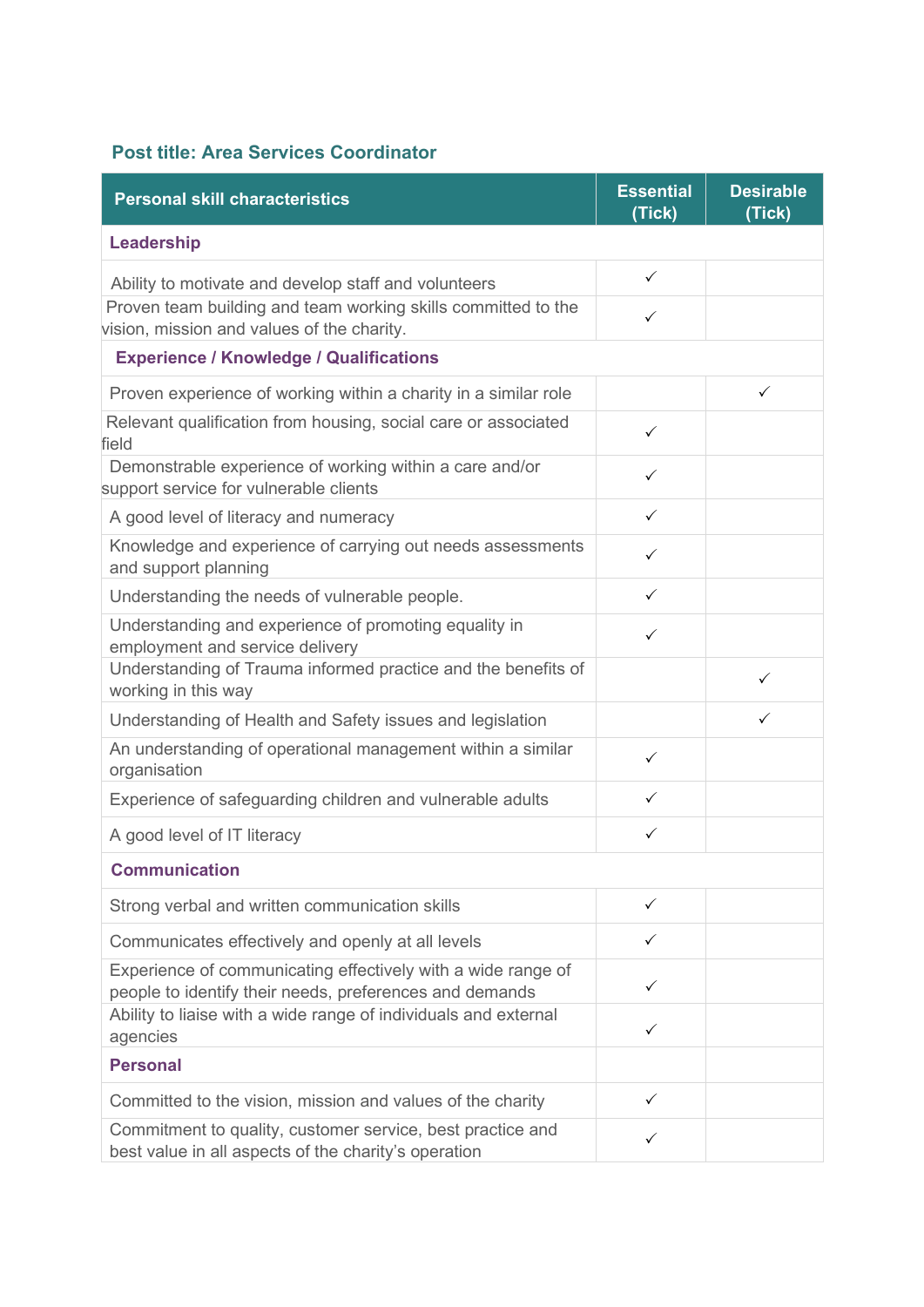**Post title: Area Services Coordinator**

| Personal skill characteristics | Essential (Tick) | Desirable (Tick) |
|---|---|---|
| **Leadership** | | |
| Ability to motivate and develop staff and volunteers | ✓ | |
| Proven team building and team working skills committed to the vision, mission and values of the charity. | ✓ | |
| **Experience / Knowledge / Qualifications** | | |
| Proven experience of working within a charity in a similar role | | ✓ |
| Relevant qualification from housing, social care or associated field | ✓ | |
| Demonstrable experience of working within a care and/or support service for vulnerable clients | ✓ | |
| A good level of literacy and numeracy | ✓ | |
| Knowledge and experience of carrying out needs assessments and support planning | ✓ | |
| Understanding the needs of vulnerable people. | ✓ | |
| Understanding and experience of promoting equality in employment and service delivery | ✓ | |
| Understanding of Trauma informed practice and the benefits of working in this way | | ✓ |
| Understanding of Health and Safety issues and legislation | | ✓ |
| An understanding of operational management within a similar organisation | ✓ | |
| Experience of safeguarding children and vulnerable adults | ✓ | |
| A good level of IT literacy | ✓ | |
| **Communication** | | |
| Strong verbal and written communication skills | ✓ | |
| Communicates effectively and openly at all levels | ✓ | |
| Experience of communicating effectively with a wide range of people to identify their needs, preferences and demands | ✓ | |
| Ability to liaise with a wide range of individuals and external agencies | ✓ | |
| **Personal** | | |
| Committed to the vision, mission and values of the charity | ✓ | |
| Commitment to quality, customer service, best practice and best value in all aspects of the charity's operation | ✓ | |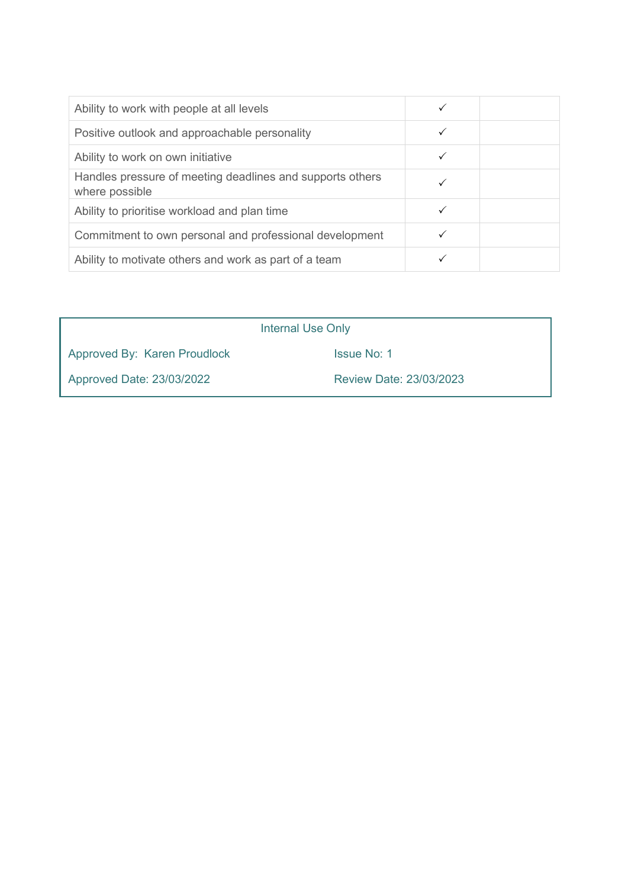| | | |
|---|---|---|
| Ability to work with people at all levels | ✓ | |
| Positive outlook and approachable personality | ✓ | |
| Ability to work on own initiative | ✓ | |
| Handles pressure of meeting deadlines and supports others where possible | ✓ | |
| Ability to prioritise workload and plan time | ✓ | |
| Commitment to own personal and professional development | ✓ | |
| Ability to motivate others and work as part of a team | ✓ | |

| Internal Use Only | |
|---|---|
| Approved By: Karen Proudlock | Issue No: 1 |
| Approved Date: 23/03/2022 | Review Date: 23/03/2023 |